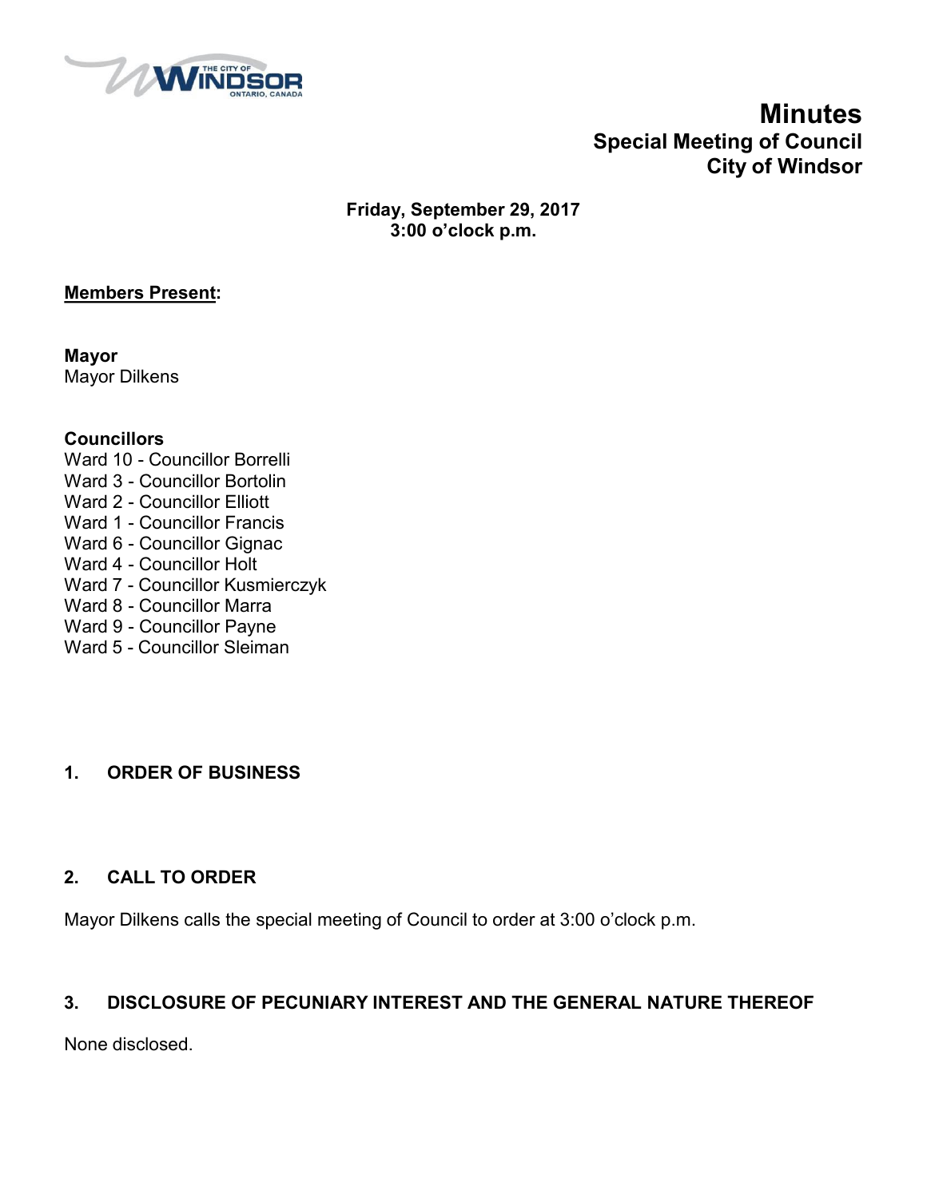# Minutes
## Special Meeting of Council
## City of Windsor

**Friday, September 29, 2017**
**3:00 o'clock p.m.**

**Members Present:**

**Mayor**
Mayor Dilkens

**Councillors**
Ward 10 - Councillor Borrelli
Ward 3 - Councillor Bortolin
Ward 2 - Councillor Elliott
Ward 1 - Councillor Francis
Ward 6 - Councillor Gignac
Ward 4 - Councillor Holt
Ward 7 - Councillor Kusmierczyk
Ward 8 - Councillor Marra
Ward 9 - Councillor Payne
Ward 5 - Councillor Sleiman

### 1. ORDER OF BUSINESS

### 2. CALL TO ORDER

Mayor Dilkens calls the special meeting of Council to order at 3:00 o'clock p.m.

### 3. DISCLOSURE OF PECUNIARY INTEREST AND THE GENERAL NATURE THEREOF

None disclosed.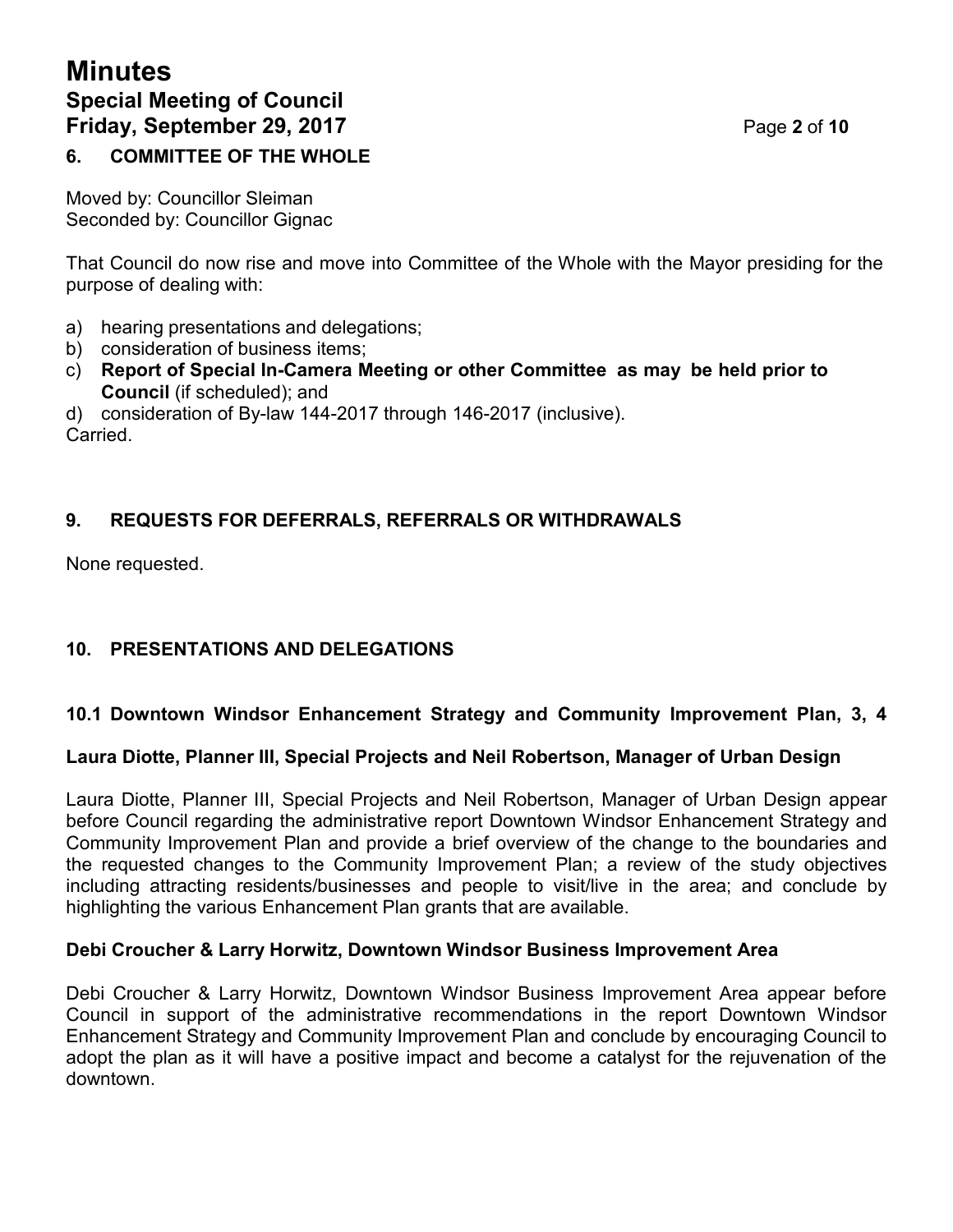## 6. COMMITTEE OF THE WHOLE

Moved by: Councillor Sleiman
Seconded by: Councillor Gignac

That Council do now rise and move into Committee of the Whole with the Mayor presiding for the purpose of dealing with:

a) hearing presentations and delegations;
b) consideration of business items;
c) **Report of Special In-Camera Meeting or other Committee as may be held prior to Council** (if scheduled); and
d) consideration of By-law 144-2017 through 146-2017 (inclusive).

Carried.

## 9. REQUESTS FOR DEFERRALS, REFERRALS OR WITHDRAWALS

None requested.

## 10. PRESENTATIONS AND DELEGATIONS

### 10.1 Downtown Windsor Enhancement Strategy and Community Improvement Plan, 3, 4

**Laura Diotte, Planner III, Special Projects and Neil Robertson, Manager of Urban Design**

Laura Diotte, Planner III, Special Projects and Neil Robertson, Manager of Urban Design appear before Council regarding the administrative report Downtown Windsor Enhancement Strategy and Community Improvement Plan and provide a brief overview of the change to the boundaries and the requested changes to the Community Improvement Plan; a review of the study objectives including attracting residents/businesses and people to visit/live in the area; and conclude by highlighting the various Enhancement Plan grants that are available.

**Debi Croucher & Larry Horwitz, Downtown Windsor Business Improvement Area**

Debi Croucher & Larry Horwitz, Downtown Windsor Business Improvement Area appear before Council in support of the administrative recommendations in the report Downtown Windsor Enhancement Strategy and Community Improvement Plan and conclude by encouraging Council to adopt the plan as it will have a positive impact and become a catalyst for the rejuvenation of the downtown.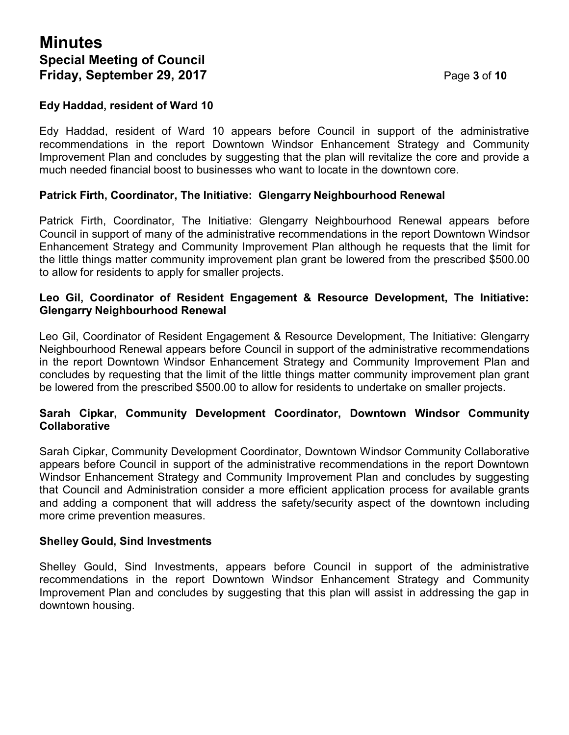### Edy Haddad, resident of Ward 10

Edy Haddad, resident of Ward 10 appears before Council in support of the administrative recommendations in the report Downtown Windsor Enhancement Strategy and Community Improvement Plan and concludes by suggesting that the plan will revitalize the core and provide a much needed financial boost to businesses who want to locate in the downtown core.

### Patrick Firth, Coordinator, The Initiative: Glengarry Neighbourhood Renewal

Patrick Firth, Coordinator, The Initiative: Glengarry Neighbourhood Renewal appears before Council in support of many of the administrative recommendations in the report Downtown Windsor Enhancement Strategy and Community Improvement Plan although he requests that the limit for the little things matter community improvement plan grant be lowered from the prescribed $500.00 to allow for residents to apply for smaller projects.

### Leo Gil, Coordinator of Resident Engagement & Resource Development, The Initiative: Glengarry Neighbourhood Renewal

Leo Gil, Coordinator of Resident Engagement & Resource Development, The Initiative: Glengarry Neighbourhood Renewal appears before Council in support of the administrative recommendations in the report Downtown Windsor Enhancement Strategy and Community Improvement Plan and concludes by requesting that the limit of the little things matter community improvement plan grant be lowered from the prescribed $500.00 to allow for residents to undertake on smaller projects.

### Sarah Cipkar, Community Development Coordinator, Downtown Windsor Community Collaborative

Sarah Cipkar, Community Development Coordinator, Downtown Windsor Community Collaborative appears before Council in support of the administrative recommendations in the report Downtown Windsor Enhancement Strategy and Community Improvement Plan and concludes by suggesting that Council and Administration consider a more efficient application process for available grants and adding a component that will address the safety/security aspect of the downtown including more crime prevention measures.

### Shelley Gould, Sind Investments

Shelley Gould, Sind Investments, appears before Council in support of the administrative recommendations in the report Downtown Windsor Enhancement Strategy and Community Improvement Plan and concludes by suggesting that this plan will assist in addressing the gap in downtown housing.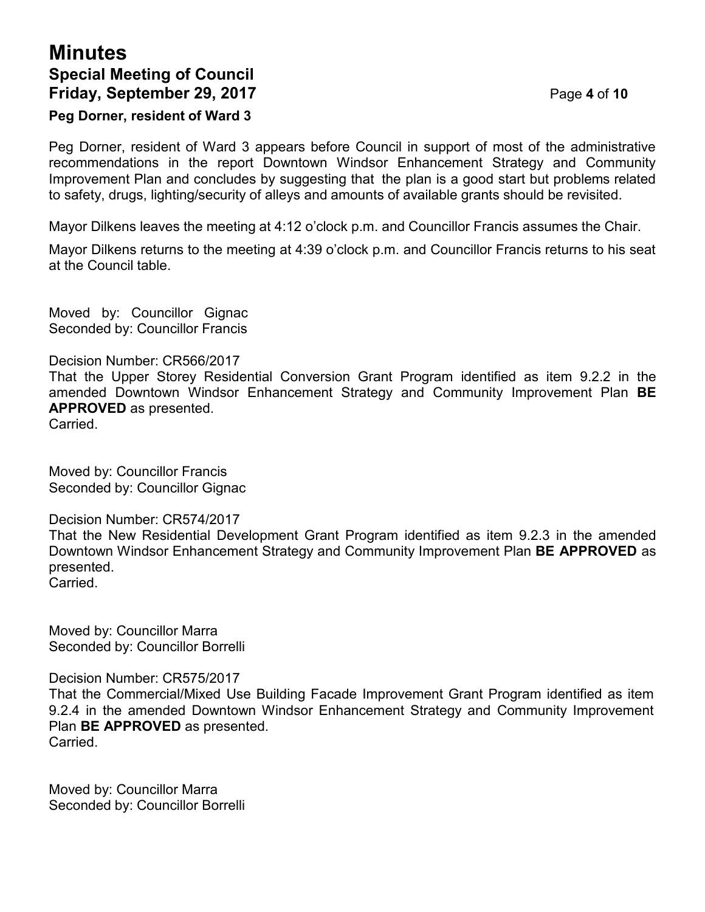**Peg Dorner, resident of Ward 3**

Peg Dorner, resident of Ward 3 appears before Council in support of most of the administrative recommendations in the report Downtown Windsor Enhancement Strategy and Community Improvement Plan and concludes by suggesting that the plan is a good start but problems related to safety, drugs, lighting/security of alleys and amounts of available grants should be revisited.

Mayor Dilkens leaves the meeting at 4:12 o'clock p.m. and Councillor Francis assumes the Chair.

Mayor Dilkens returns to the meeting at 4:39 o'clock p.m. and Councillor Francis returns to his seat at the Council table.

Moved by: Councillor Gignac
Seconded by: Councillor Francis

Decision Number: CR566/2017
That the Upper Storey Residential Conversion Grant Program identified as item 9.2.2 in the amended Downtown Windsor Enhancement Strategy and Community Improvement Plan **BE APPROVED** as presented.
Carried.

Moved by: Councillor Francis
Seconded by: Councillor Gignac

Decision Number: CR574/2017
That the New Residential Development Grant Program identified as item 9.2.3 in the amended Downtown Windsor Enhancement Strategy and Community Improvement Plan **BE APPROVED** as presented.
Carried.

Moved by: Councillor Marra
Seconded by: Councillor Borrelli

Decision Number: CR575/2017
That the Commercial/Mixed Use Building Facade Improvement Grant Program identified as item 9.2.4 in the amended Downtown Windsor Enhancement Strategy and Community Improvement Plan **BE APPROVED** as presented.
Carried.

Moved by: Councillor Marra
Seconded by: Councillor Borrelli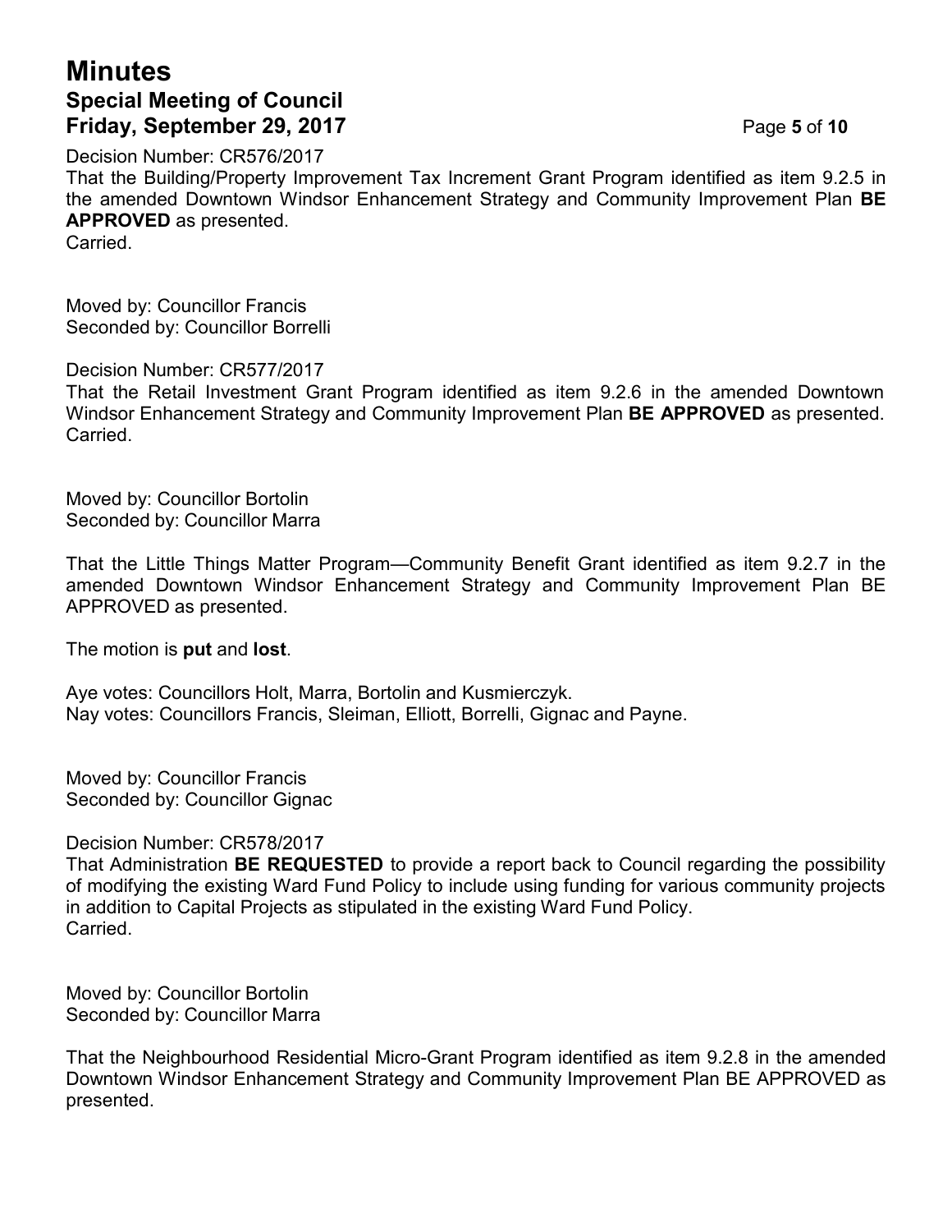Decision Number: CR576/2017
That the Building/Property Improvement Tax Increment Grant Program identified as item 9.2.5 in the amended Downtown Windsor Enhancement Strategy and Community Improvement Plan **BE APPROVED** as presented.
Carried.

Moved by: Councillor Francis
Seconded by: Councillor Borrelli

Decision Number: CR577/2017
That the Retail Investment Grant Program identified as item 9.2.6 in the amended Downtown Windsor Enhancement Strategy and Community Improvement Plan **BE APPROVED** as presented.
Carried.

Moved by: Councillor Bortolin
Seconded by: Councillor Marra

That the Little Things Matter Program—Community Benefit Grant identified as item 9.2.7 in the amended Downtown Windsor Enhancement Strategy and Community Improvement Plan BE APPROVED as presented.

The motion is **put** and **lost**.

Aye votes: Councillors Holt, Marra, Bortolin and Kusmierczyk.
Nay votes: Councillors Francis, Sleiman, Elliott, Borrelli, Gignac and Payne.

Moved by: Councillor Francis
Seconded by: Councillor Gignac

Decision Number: CR578/2017
That Administration **BE REQUESTED** to provide a report back to Council regarding the possibility of modifying the existing Ward Fund Policy to include using funding for various community projects in addition to Capital Projects as stipulated in the existing Ward Fund Policy.
Carried.

Moved by: Councillor Bortolin
Seconded by: Councillor Marra

That the Neighbourhood Residential Micro-Grant Program identified as item 9.2.8 in the amended Downtown Windsor Enhancement Strategy and Community Improvement Plan BE APPROVED as presented.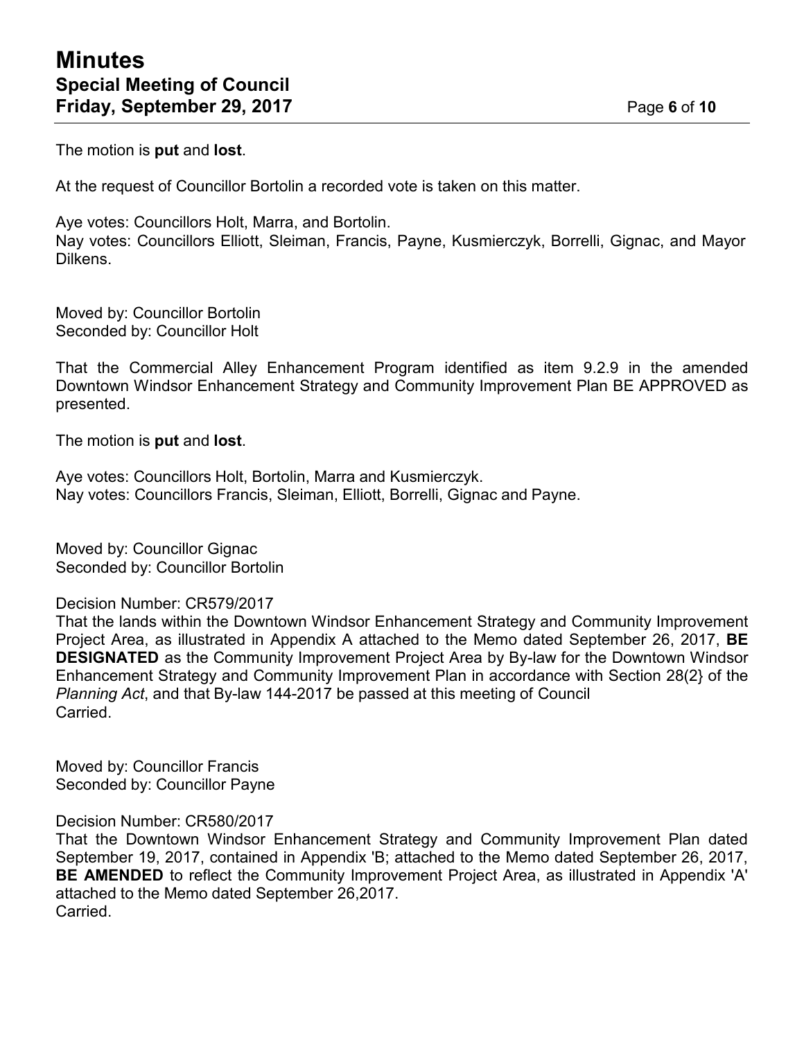The motion is **put** and **lost**.

At the request of Councillor Bortolin a recorded vote is taken on this matter.

Aye votes: Councillors Holt, Marra, and Bortolin.
Nay votes: Councillors Elliott, Sleiman, Francis, Payne, Kusmierczyk, Borrelli, Gignac, and Mayor Dilkens.

Moved by: Councillor Bortolin
Seconded by: Councillor Holt

That the Commercial Alley Enhancement Program identified as item 9.2.9 in the amended Downtown Windsor Enhancement Strategy and Community Improvement Plan BE APPROVED as presented.

The motion is **put** and **lost**.

Aye votes: Councillors Holt, Bortolin, Marra and Kusmierczyk.
Nay votes: Councillors Francis, Sleiman, Elliott, Borrelli, Gignac and Payne.

Moved by: Councillor Gignac
Seconded by: Councillor Bortolin

Decision Number: CR579/2017
That the lands within the Downtown Windsor Enhancement Strategy and Community Improvement Project Area, as illustrated in Appendix A attached to the Memo dated September 26, 2017, **BE DESIGNATED** as the Community Improvement Project Area by By-law for the Downtown Windsor Enhancement Strategy and Community Improvement Plan in accordance with Section 28(2} of the *Planning Act*, and that By-law 144-2017 be passed at this meeting of Council
Carried.

Moved by: Councillor Francis
Seconded by: Councillor Payne

Decision Number: CR580/2017
That the Downtown Windsor Enhancement Strategy and Community Improvement Plan dated September 19, 2017, contained in Appendix 'B; attached to the Memo dated September 26, 2017, **BE AMENDED** to reflect the Community Improvement Project Area, as illustrated in Appendix 'A' attached to the Memo dated September 26,2017.
Carried.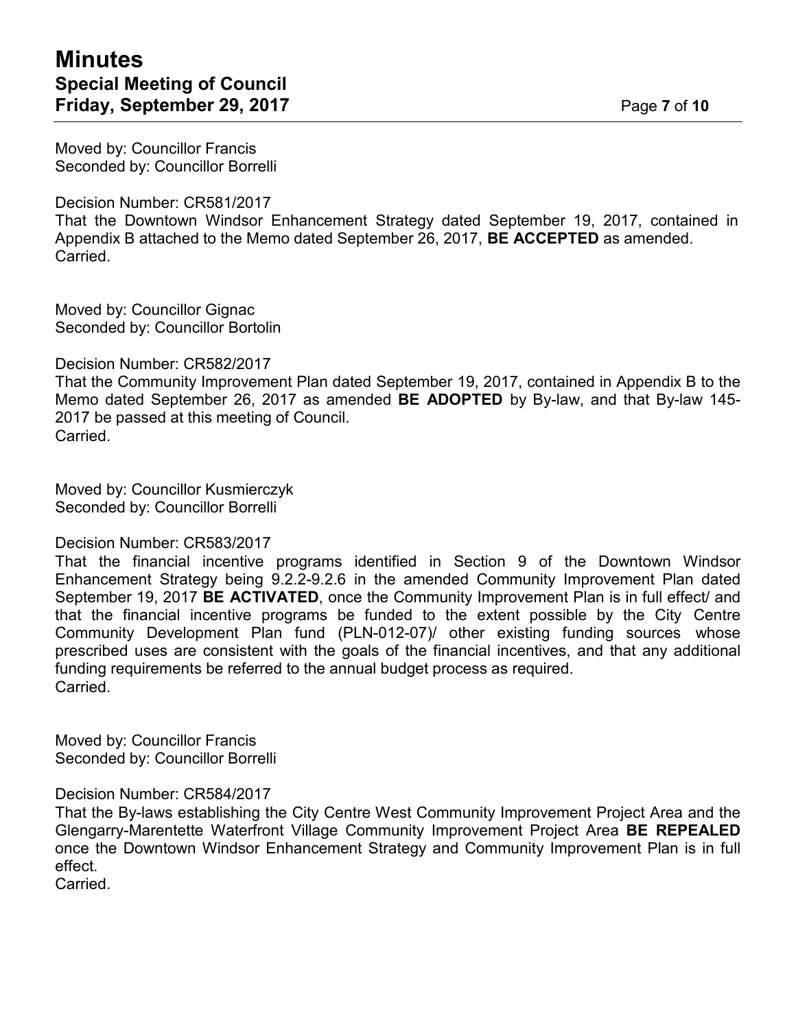Moved by: Councillor Francis
Seconded by: Councillor Borrelli

Decision Number: CR581/2017
That the Downtown Windsor Enhancement Strategy dated September 19, 2017, contained in Appendix B attached to the Memo dated September 26, 2017, **BE ACCEPTED** as amended.
Carried.

Moved by: Councillor Gignac
Seconded by: Councillor Bortolin

Decision Number: CR582/2017
That the Community Improvement Plan dated September 19, 2017, contained in Appendix B to the Memo dated September 26, 2017 as amended **BE ADOPTED** by By-law, and that By-law 145-2017 be passed at this meeting of Council.
Carried.

Moved by: Councillor Kusmierczyk
Seconded by: Councillor Borrelli

Decision Number: CR583/2017
That the financial incentive programs identified in Section 9 of the Downtown Windsor Enhancement Strategy being 9.2.2-9.2.6 in the amended Community Improvement Plan dated September 19, 2017 **BE ACTIVATED**, once the Community Improvement Plan is in full effect/ and that the financial incentive programs be funded to the extent possible by the City Centre Community Development Plan fund (PLN-012-07)/ other existing funding sources whose prescribed uses are consistent with the goals of the financial incentives, and that any additional funding requirements be referred to the annual budget process as required.
Carried.

Moved by: Councillor Francis
Seconded by: Councillor Borrelli

Decision Number: CR584/2017
That the By-laws establishing the City Centre West Community Improvement Project Area and the Glengarry-Marentette Waterfront Village Community Improvement Project Area **BE REPEALED** once the Downtown Windsor Enhancement Strategy and Community Improvement Plan is in full effect.
Carried.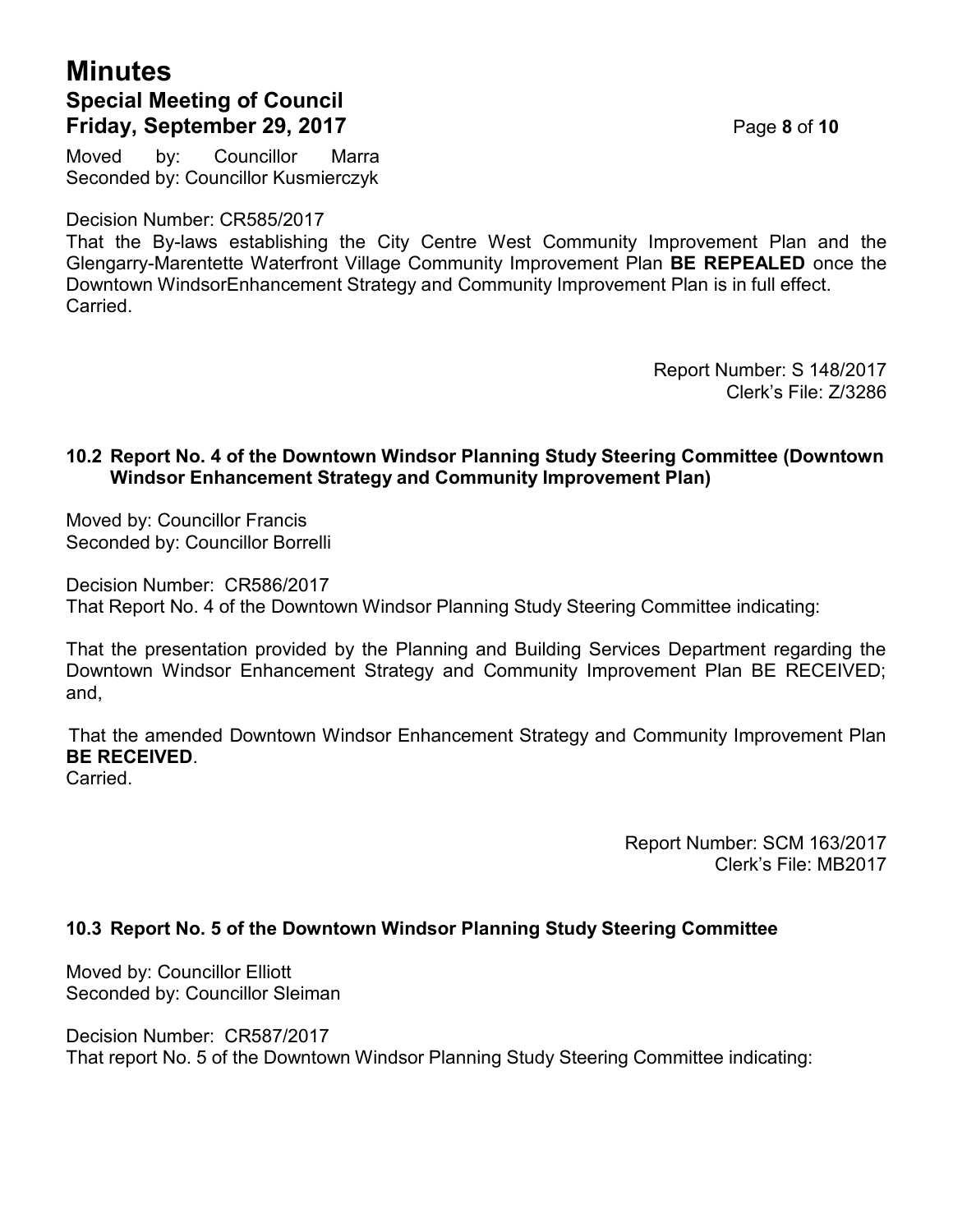Moved by: Councillor Marra
Seconded by: Councillor Kusmierczyk

Decision Number: CR585/2017
That the By-laws establishing the City Centre West Community Improvement Plan and the Glengarry-Marentette Waterfront Village Community Improvement Plan **BE REPEALED** once the Downtown WindsorEnhancement Strategy and Community Improvement Plan is in full effect.
Carried.

Report Number: S 148/2017
Clerk's File: Z/3286

### 10.2 Report No. 4 of the Downtown Windsor Planning Study Steering Committee (Downtown Windsor Enhancement Strategy and Community Improvement Plan)

Moved by: Councillor Francis
Seconded by: Councillor Borrelli

Decision Number: CR586/2017
That Report No. 4 of the Downtown Windsor Planning Study Steering Committee indicating:

That the presentation provided by the Planning and Building Services Department regarding the Downtown Windsor Enhancement Strategy and Community Improvement Plan BE RECEIVED; and,

That the amended Downtown Windsor Enhancement Strategy and Community Improvement Plan **BE RECEIVED**.
Carried.

Report Number: SCM 163/2017
Clerk's File: MB2017

### 10.3 Report No. 5 of the Downtown Windsor Planning Study Steering Committee

Moved by: Councillor Elliott
Seconded by: Councillor Sleiman

Decision Number: CR587/2017
That report No. 5 of the Downtown Windsor Planning Study Steering Committee indicating: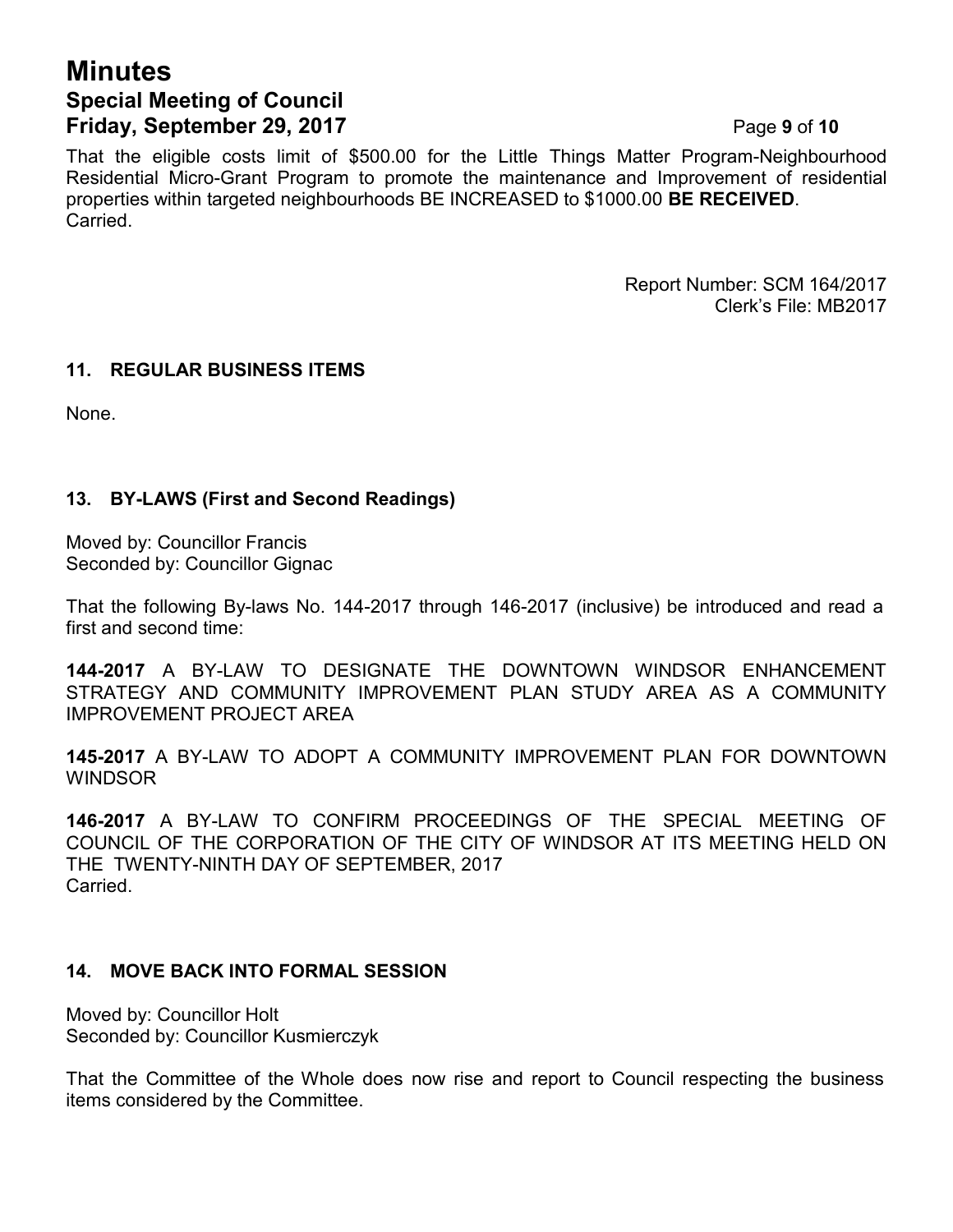That the eligible costs limit of $500.00 for the Little Things Matter Program-Neighbourhood Residential Micro-Grant Program to promote the maintenance and Improvement of residential properties within targeted neighbourhoods BE INCREASED to $1000.00 **BE RECEIVED**.
Carried.

Report Number: SCM 164/2017
Clerk's File: MB2017

### 11. REGULAR BUSINESS ITEMS

None.

### 13. BY-LAWS (First and Second Readings)

Moved by: Councillor Francis
Seconded by: Councillor Gignac

That the following By-laws No. 144-2017 through 146-2017 (inclusive) be introduced and read a first and second time:

**144-2017** A BY-LAW TO DESIGNATE THE DOWNTOWN WINDSOR ENHANCEMENT STRATEGY AND COMMUNITY IMPROVEMENT PLAN STUDY AREA AS A COMMUNITY IMPROVEMENT PROJECT AREA

**145-2017** A BY-LAW TO ADOPT A COMMUNITY IMPROVEMENT PLAN FOR DOWNTOWN WINDSOR

**146-2017** A BY-LAW TO CONFIRM PROCEEDINGS OF THE SPECIAL MEETING OF COUNCIL OF THE CORPORATION OF THE CITY OF WINDSOR AT ITS MEETING HELD ON THE TWENTY-NINTH DAY OF SEPTEMBER, 2017
Carried.

### 14. MOVE BACK INTO FORMAL SESSION

Moved by: Councillor Holt
Seconded by: Councillor Kusmierczyk

That the Committee of the Whole does now rise and report to Council respecting the business items considered by the Committee.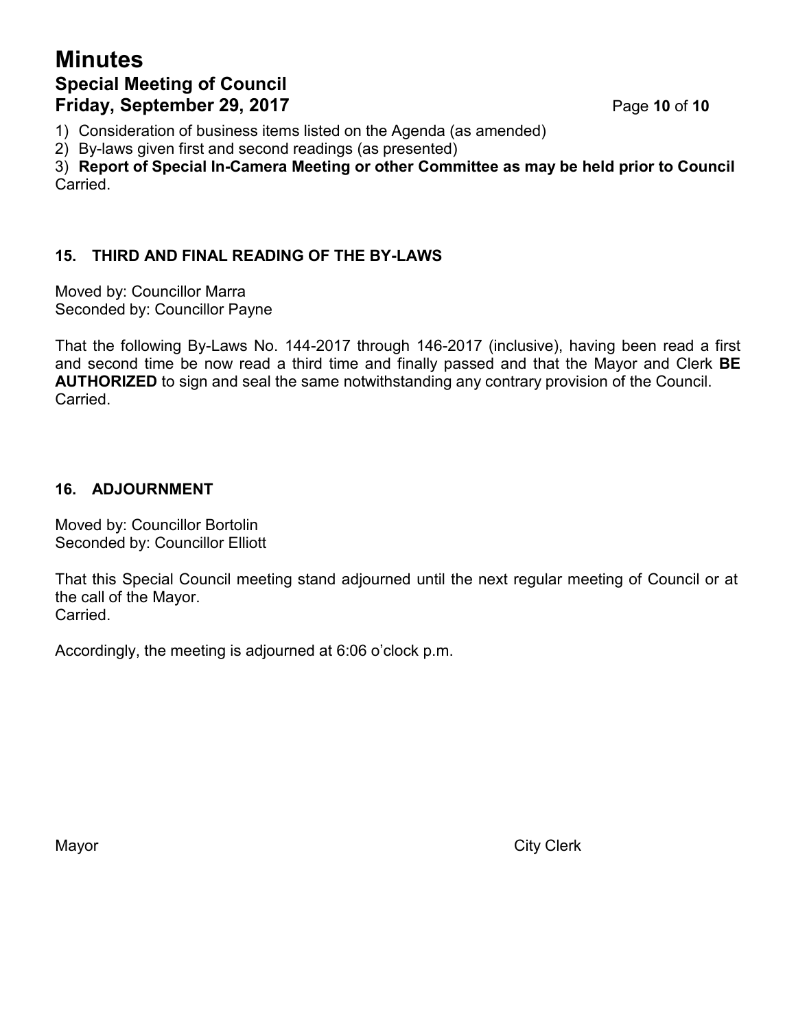1) Consideration of business items listed on the Agenda (as amended)
2) By-laws given first and second readings (as presented)
3) **Report of Special In-Camera Meeting or other Committee as may be held prior to Council**
Carried.

### 15. THIRD AND FINAL READING OF THE BY-LAWS

Moved by: Councillor Marra
Seconded by: Councillor Payne

That the following By-Laws No. 144-2017 through 146-2017 (inclusive), having been read a first and second time be now read a third time and finally passed and that the Mayor and Clerk **BE AUTHORIZED** to sign and seal the same notwithstanding any contrary provision of the Council.
Carried.

### 16. ADJOURNMENT

Moved by: Councillor Bortolin
Seconded by: Councillor Elliott

That this Special Council meeting stand adjourned until the next regular meeting of Council or at the call of the Mayor.
Carried.

Accordingly, the meeting is adjourned at 6:06 o'clock p.m.

Mayor

City Clerk